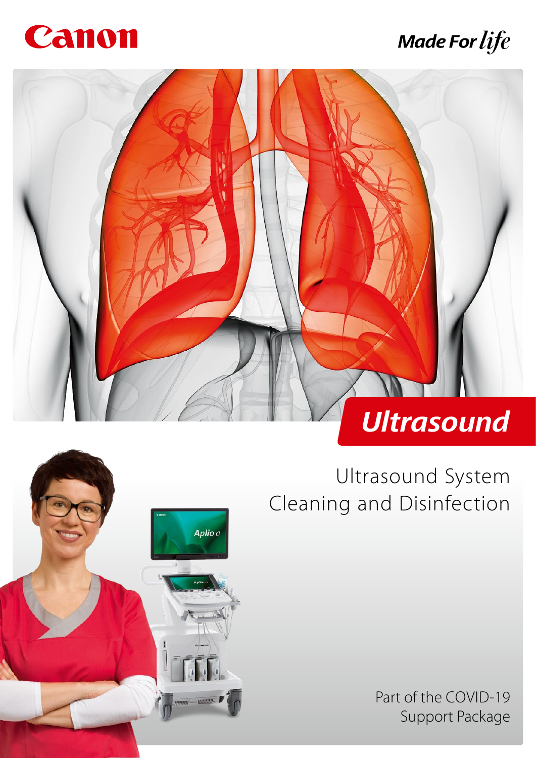Canon

Made For life

# Ultrasound

## Ultrasound System Cleaning and Disinfection

Part of the COVID-19 Support Package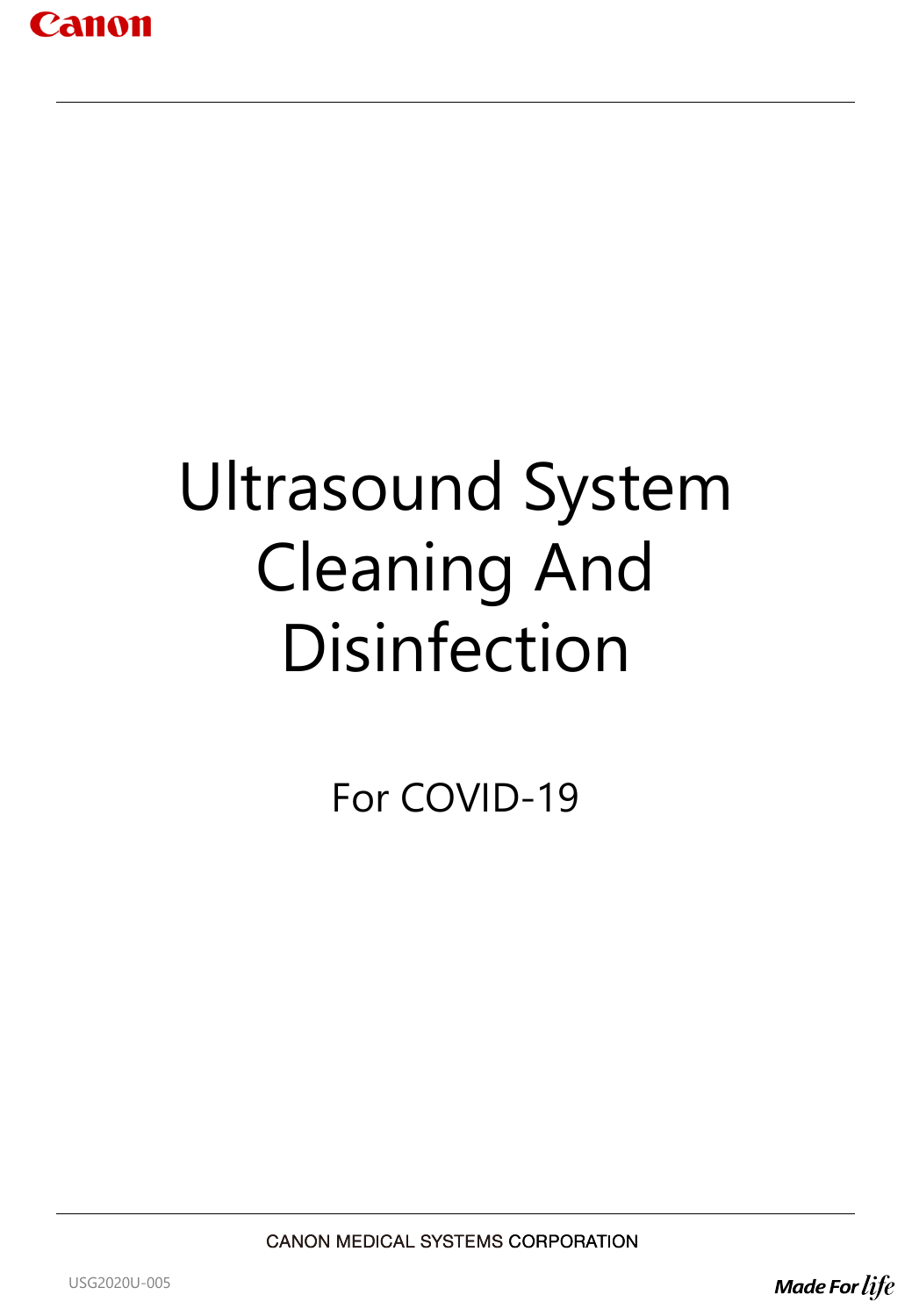# Ultrasound System Cleaning And Disinfection

For COVID-19

CANON MEDICAL SYSTEMS CORPORATION

USG2020U-005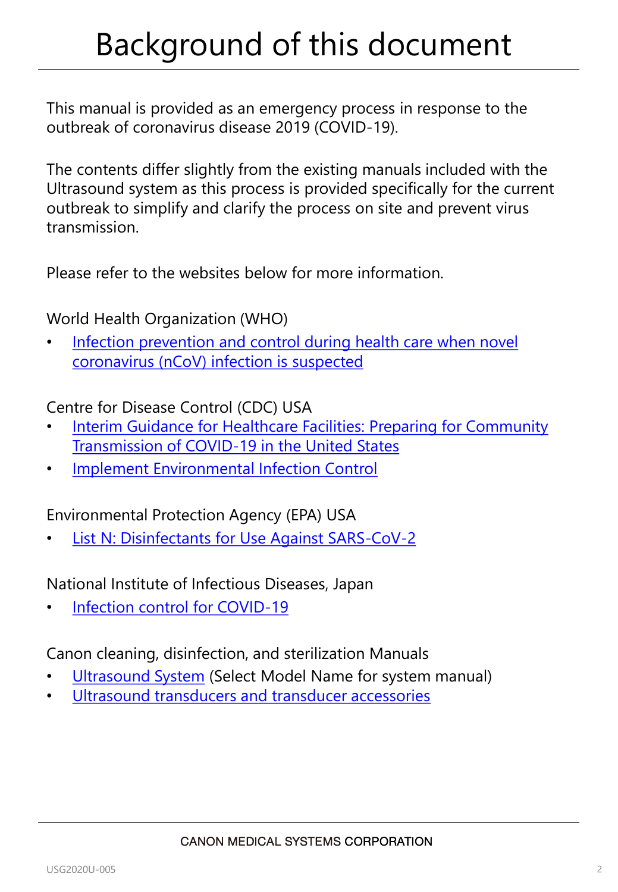# Background of this document

This manual is provided as an emergency process in response to the outbreak of coronavirus disease 2019 (COVID-19).

The contents differ slightly from the existing manuals included with the Ultrasound system as this process is provided specifically for the current outbreak to simplify and clarify the process on site and prevent virus transmission.

Please refer to the websites below for more information.

World Health Organization (WHO)

- Infection prevention and control during health care when novel coronavirus (nCoV) infection is suspected

Centre for Disease Control (CDC) USA

- Interim Guidance for Healthcare Facilities: Preparing for Community Transmission of COVID-19 in the United States
- Implement Environmental Infection Control

Environmental Protection Agency (EPA) USA

- List N: Disinfectants for Use Against SARS-CoV-2

National Institute of Infectious Diseases, Japan

- Infection control for COVID-19

Canon cleaning, disinfection, and sterilization Manuals

- Ultrasound System (Select Model Name for system manual)
- Ultrasound transducers and transducer accessories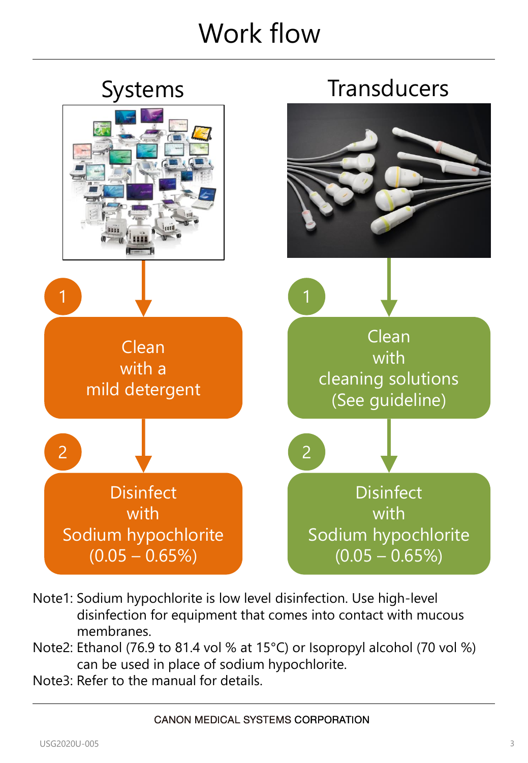# Work flow

## Systems

1. Clean with a mild detergent
2. Disinfect with Sodium hypochlorite (0.05 – 0.65%)

## Transducers

1. Clean with cleaning solutions (See guideline)
2. Disinfect with Sodium hypochlorite (0.05 – 0.65%)

Note1: Sodium hypochlorite is low level disinfection. Use high-level disinfection for equipment that comes into contact with mucous membranes.

Note2: Ethanol (76.9 to 81.4 vol % at 15°C) or Isopropyl alcohol (70 vol %) can be used in place of sodium hypochlorite.

Note3: Refer to the manual for details.

CANON MEDICAL SYSTEMS CORPORATION

USG2020U-005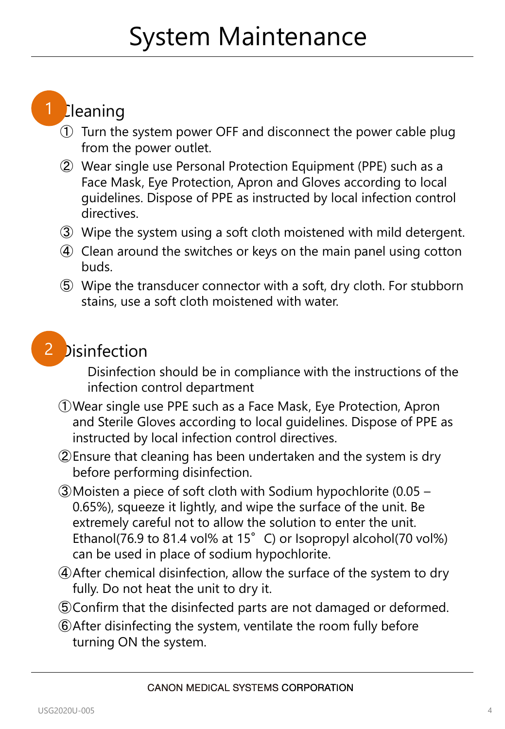# System Maintenance

## 1 Cleaning

① Turn the system power OFF and disconnect the power cable plug from the power outlet.

② Wear single use Personal Protection Equipment (PPE) such as a Face Mask, Eye Protection, Apron and Gloves according to local guidelines. Dispose of PPE as instructed by local infection control directives.

③ Wipe the system using a soft cloth moistened with mild detergent.

④ Clean around the switches or keys on the main panel using cotton buds.

⑤ Wipe the transducer connector with a soft, dry cloth. For stubborn stains, use a soft cloth moistened with water.

## 2 Disinfection

Disinfection should be in compliance with the instructions of the infection control department

①Wear single use PPE such as a Face Mask, Eye Protection, Apron and Sterile Gloves according to local guidelines. Dispose of PPE as instructed by local infection control directives.

②Ensure that cleaning has been undertaken and the system is dry before performing disinfection.

③Moisten a piece of soft cloth with Sodium hypochlorite (0.05 – 0.65%), squeeze it lightly, and wipe the surface of the unit. Be extremely careful not to allow the solution to enter the unit. Ethanol(76.9 to 81.4 vol% at 15° C) or Isopropyl alcohol(70 vol%) can be used in place of sodium hypochlorite.

④After chemical disinfection, allow the surface of the system to dry fully. Do not heat the unit to dry it.

⑤Confirm that the disinfected parts are not damaged or deformed.

⑥After disinfecting the system, ventilate the room fully before turning ON the system.

CANON MEDICAL SYSTEMS CORPORATION

USG2020U-005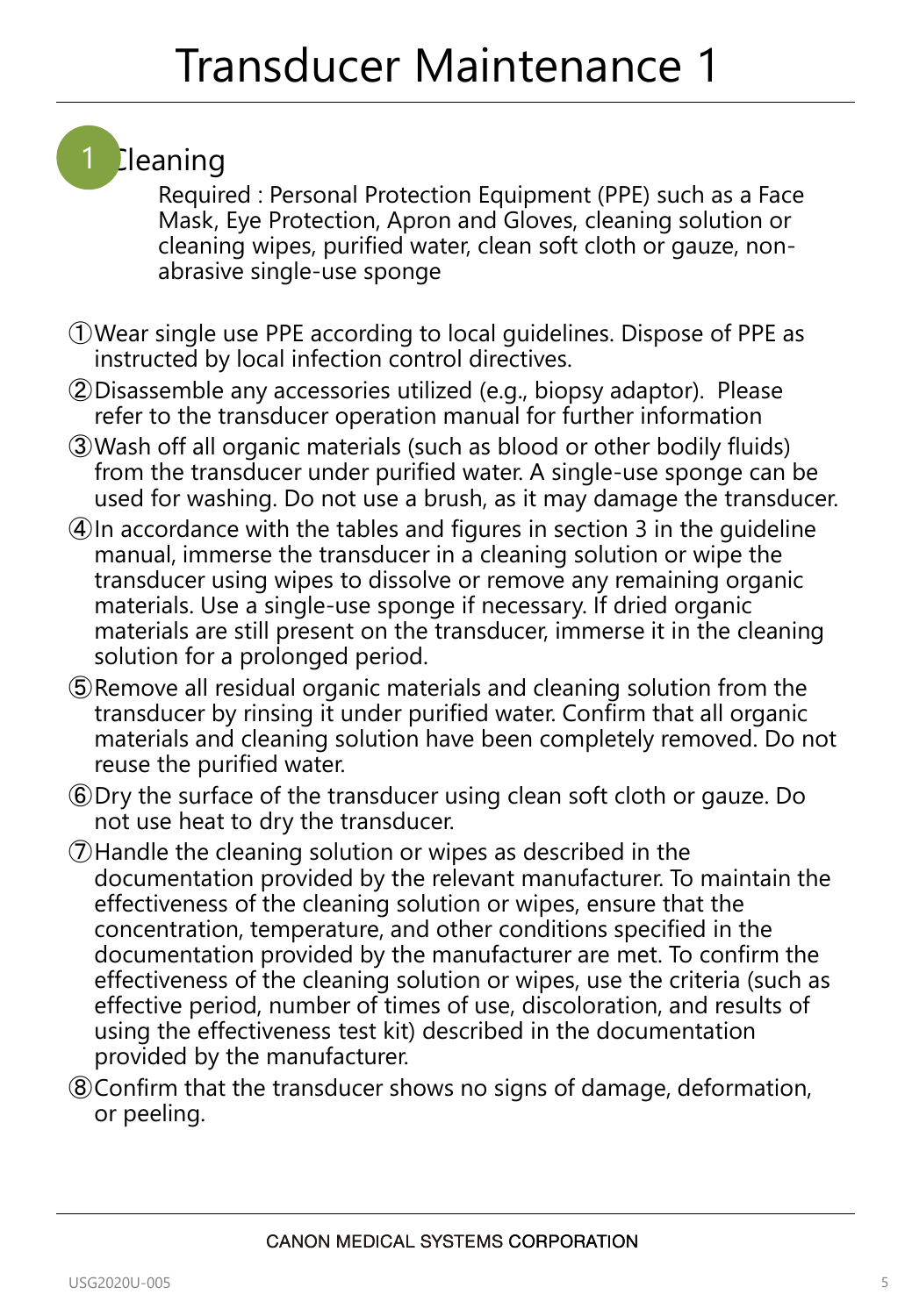# Transducer Maintenance 1

## 1 Cleaning

Required : Personal Protection Equipment (PPE) such as a Face Mask, Eye Protection, Apron and Gloves, cleaning solution or cleaning wipes, purified water, clean soft cloth or gauze, non-abrasive single-use sponge

①Wear single use PPE according to local guidelines. Dispose of PPE as instructed by local infection control directives.

②Disassemble any accessories utilized (e.g., biopsy adaptor). Please refer to the transducer operation manual for further information

③Wash off all organic materials (such as blood or other bodily fluids) from the transducer under purified water. A single-use sponge can be used for washing. Do not use a brush, as it may damage the transducer.

④In accordance with the tables and figures in section 3 in the guideline manual, immerse the transducer in a cleaning solution or wipe the transducer using wipes to dissolve or remove any remaining organic materials. Use a single-use sponge if necessary. If dried organic materials are still present on the transducer, immerse it in the cleaning solution for a prolonged period.

⑤Remove all residual organic materials and cleaning solution from the transducer by rinsing it under purified water. Confirm that all organic materials and cleaning solution have been completely removed. Do not reuse the purified water.

⑥Dry the surface of the transducer using clean soft cloth or gauze. Do not use heat to dry the transducer.

⑦Handle the cleaning solution or wipes as described in the documentation provided by the relevant manufacturer. To maintain the effectiveness of the cleaning solution or wipes, ensure that the concentration, temperature, and other conditions specified in the documentation provided by the manufacturer are met. To confirm the effectiveness of the cleaning solution or wipes, use the criteria (such as effective period, number of times of use, discoloration, and results of using the effectiveness test kit) described in the documentation provided by the manufacturer.

⑧Confirm that the transducer shows no signs of damage, deformation, or peeling.

CANON MEDICAL SYSTEMS CORPORATION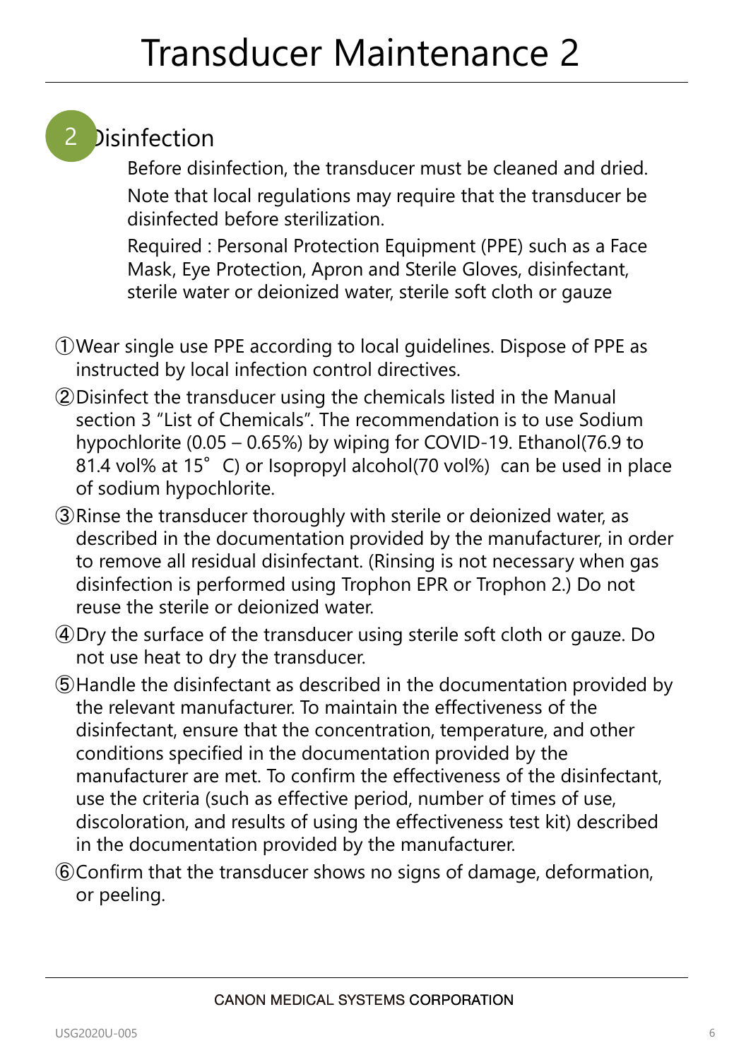# Transducer Maintenance 2

## 2 Disinfection

Before disinfection, the transducer must be cleaned and dried.

Note that local regulations may require that the transducer be disinfected before sterilization.

Required : Personal Protection Equipment (PPE) such as a Face Mask, Eye Protection, Apron and Sterile Gloves, disinfectant, sterile water or deionized water, sterile soft cloth or gauze

①Wear single use PPE according to local guidelines. Dispose of PPE as instructed by local infection control directives.

②Disinfect the transducer using the chemicals listed in the Manual section 3 “List of Chemicals”. The recommendation is to use Sodium hypochlorite (0.05 – 0.65%) by wiping for COVID-19. Ethanol(76.9 to 81.4 vol% at 15゜C) or Isopropyl alcohol(70 vol%) can be used in place of sodium hypochlorite.

③Rinse the transducer thoroughly with sterile or deionized water, as described in the documentation provided by the manufacturer, in order to remove all residual disinfectant. (Rinsing is not necessary when gas disinfection is performed using Trophon EPR or Trophon 2.) Do not reuse the sterile or deionized water.

④Dry the surface of the transducer using sterile soft cloth or gauze. Do not use heat to dry the transducer.

⑤Handle the disinfectant as described in the documentation provided by the relevant manufacturer. To maintain the effectiveness of the disinfectant, ensure that the concentration, temperature, and other conditions specified in the documentation provided by the manufacturer are met. To confirm the effectiveness of the disinfectant, use the criteria (such as effective period, number of times of use, discoloration, and results of using the effectiveness test kit) described in the documentation provided by the manufacturer.

⑥Confirm that the transducer shows no signs of damage, deformation, or peeling.

CANON MEDICAL SYSTEMS CORPORATION

USG2020U-005